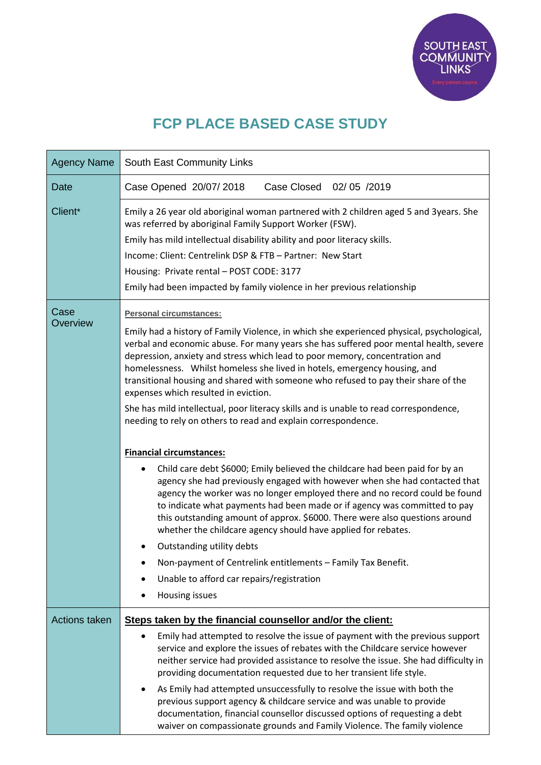# FCP PLACE BASED CASE STUDY

| Agency Name | South East Community Links |
|---|---|
| Date | Case Opened 20/07/ 2018 Case Closed 02/ 05 /2019 |
| Client* | Emily a 26 year old aboriginal woman partnered with 2 children aged 5 and 3years. She was referred by aboriginal Family Support Worker (FSW).<br>Emily has mild intellectual disability ability and poor literacy skills.<br>Income: Client: Centrelink DSP & FTB – Partner: New Start<br>Housing: Private rental – POST CODE: 3177<br>Emily had been impacted by family violence in her previous relationship |
| Case Overview | **Personal circumstances:**<br>Emily had a history of Family Violence, in which she experienced physical, psychological, verbal and economic abuse. For many years she has suffered poor mental health, severe depression, anxiety and stress which lead to poor memory, concentration and homelessness. Whilst homeless she lived in hotels, emergency housing, and transitional housing and shared with someone who refused to pay their share of the expenses which resulted in eviction.<br>She has mild intellectual, poor literacy skills and is unable to read correspondence, needing to rely on others to read and explain correspondence.<br><br>**Financial circumstances:**<br>• Child care debt $6000; Emily believed the childcare had been paid for by an agency she had previously engaged with however when she had contacted that agency the worker was no longer employed there and no record could be found to indicate what payments had been made or if agency was committed to pay this outstanding amount of approx. $6000. There were also questions around whether the childcare agency should have applied for rebates.<br>• Outstanding utility debts<br>• Non-payment of Centrelink entitlements – Family Tax Benefit.<br>• Unable to afford car repairs/registration<br>• Housing issues |
| Actions taken | **Steps taken by the financial counsellor and/or the client:**<br>• Emily had attempted to resolve the issue of payment with the previous support service and explore the issues of rebates with the Childcare service however neither service had provided assistance to resolve the issue. She had difficulty in providing documentation requested due to her transient life style.<br>• As Emily had attempted unsuccessfully to resolve the issue with both the previous support agency & childcare service and was unable to provide documentation, financial counsellor discussed options of requesting a debt waiver on compassionate grounds and Family Violence. The family violence |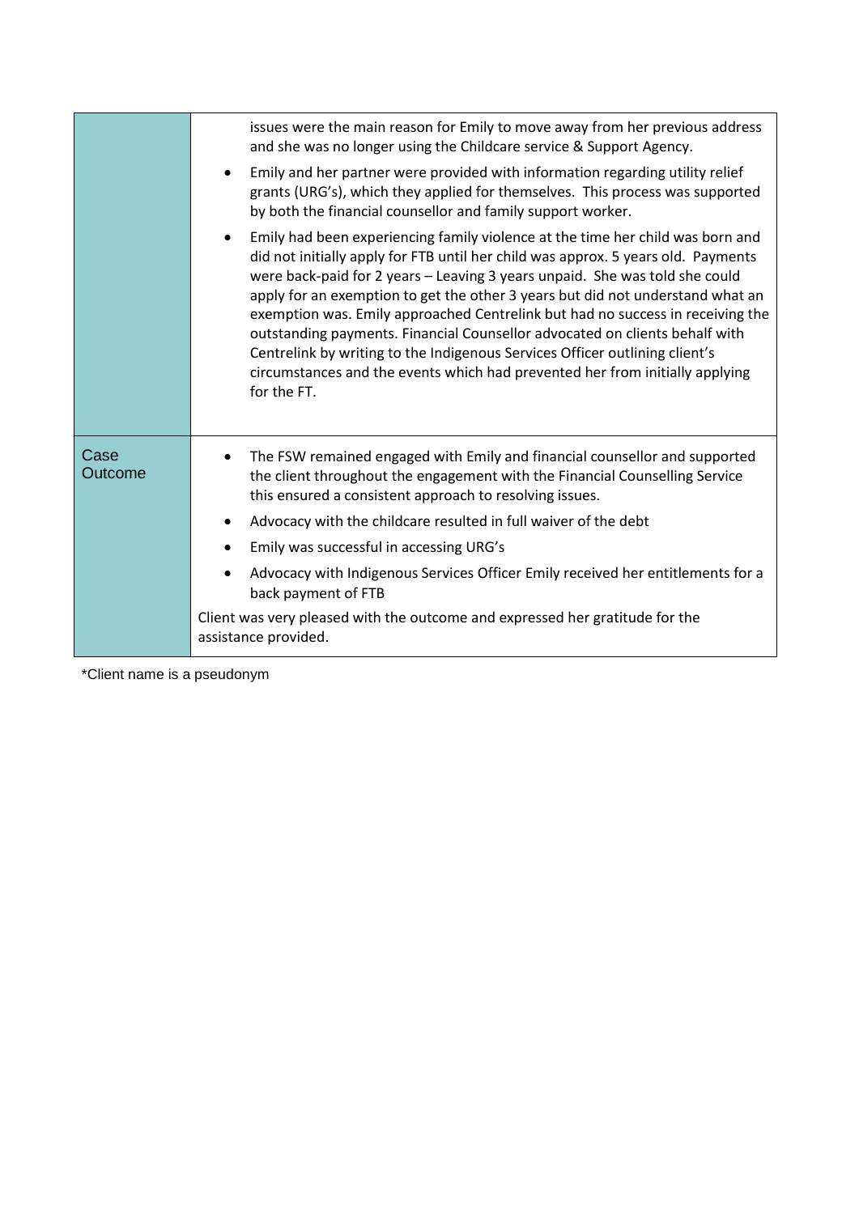| | |
|---|---|
| | issues were the main reason for Emily to move away from her previous address and she was no longer using the Childcare service & Support Agency.<br><br>• Emily and her partner were provided with information regarding utility relief grants (URG's), which they applied for themselves. This process was supported by both the financial counsellor and family support worker.<br><br>• Emily had been experiencing family violence at the time her child was born and did not initially apply for FTB until her child was approx. 5 years old. Payments were back-paid for 2 years – Leaving 3 years unpaid. She was told she could apply for an exemption to get the other 3 years but did not understand what an exemption was. Emily approached Centrelink but had no success in receiving the outstanding payments. Financial Counsellor advocated on clients behalf with Centrelink by writing to the Indigenous Services Officer outlining client's circumstances and the events which had prevented her from initially applying for the FT. |
| Case Outcome | • The FSW remained engaged with Emily and financial counsellor and supported the client throughout the engagement with the Financial Counselling Service this ensured a consistent approach to resolving issues.<br><br>• Advocacy with the childcare resulted in full waiver of the debt<br><br>• Emily was successful in accessing URG's<br><br>• Advocacy with Indigenous Services Officer Emily received her entitlements for a back payment of FTB<br><br>Client was very pleased with the outcome and expressed her gratitude for the assistance provided. |

*Client name is a pseudonym